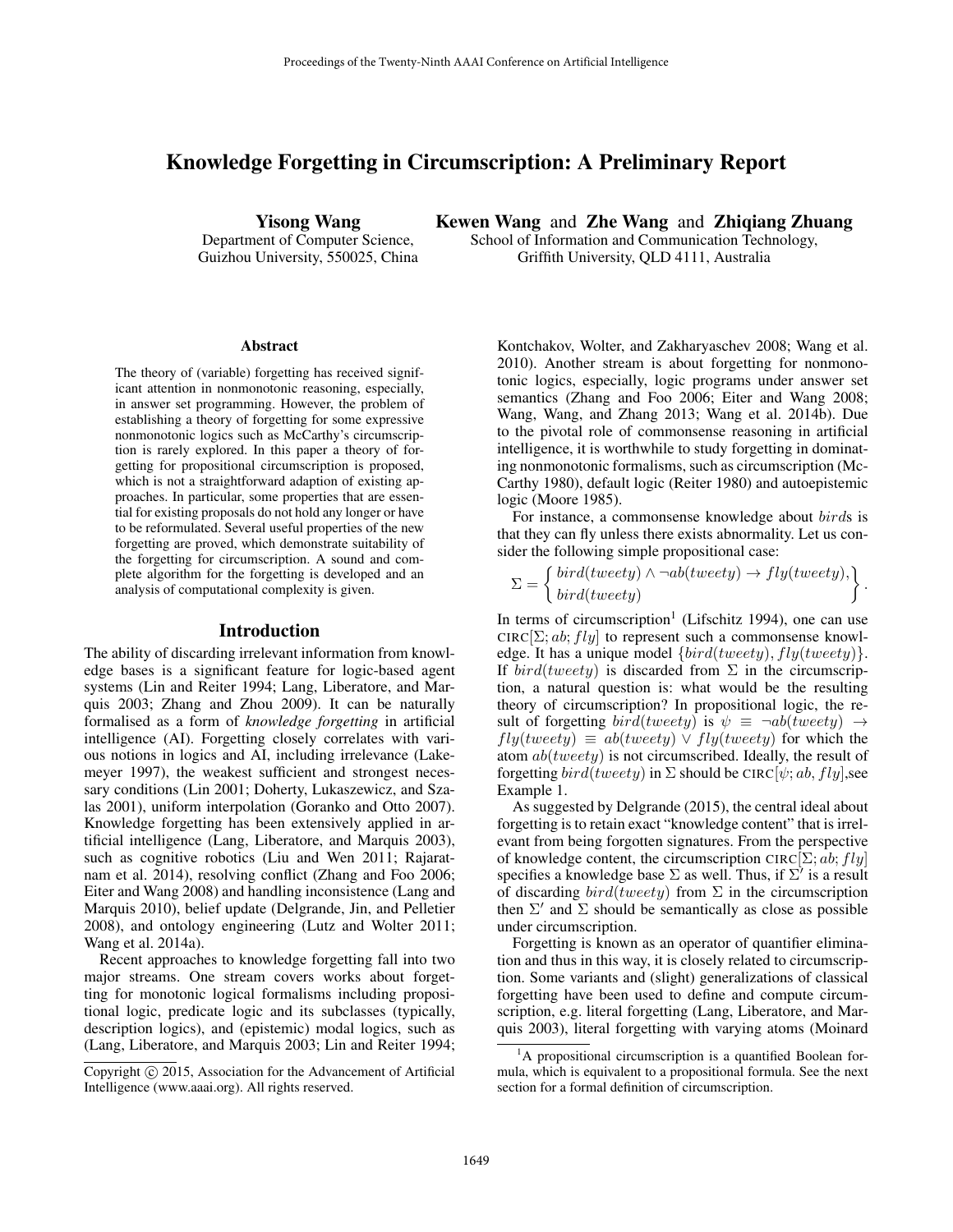# Knowledge Forgetting in Circumscription: A Preliminary Report

**Yisong Wang**
Department of Computer Science,
Guizhou University, 550025, China

**Kewen Wang** and **Zhe Wang** and **Zhiqiang Zhuang**
School of Information and Communication Technology,
Griffith University, QLD 4111, Australia

### Abstract

The theory of (variable) forgetting has received significant attention in nonmonotonic reasoning, especially, in answer set programming. However, the problem of establishing a theory of forgetting for some expressive nonmonotonic logics such as McCarthy's circumscription is rarely explored. In this paper a theory of forgetting for propositional circumscription is proposed, which is not a straightforward adaption of existing approaches. In particular, some properties that are essential for existing proposals do not hold any longer or have to be reformulated. Several useful properties of the new forgetting are proved, which demonstrate suitability of the forgetting for circumscription. A sound and complete algorithm for the forgetting is developed and an analysis of computational complexity is given.

## Introduction

The ability of discarding irrelevant information from knowledge bases is a significant feature for logic-based agent systems (Lin and Reiter 1994; Lang, Liberatore, and Marquis 2003; Zhang and Zhou 2009). It can be naturally formalised as a form of *knowledge forgetting* in artificial intelligence (AI). Forgetting closely correlates with various notions in logics and AI, including irrelevance (Lakemeyer 1997), the weakest sufficient and strongest necessary conditions (Lin 2001; Doherty, Lukaszewicz, and Szalas 2001), uniform interpolation (Goranko and Otto 2007). Knowledge forgetting has been extensively applied in artificial intelligence (Lang, Liberatore, and Marquis 2003), such as cognitive robotics (Liu and Wen 2011; Rajaratnam et al. 2014), resolving conflict (Zhang and Foo 2006; Eiter and Wang 2008) and handling inconsistence (Lang and Marquis 2010), belief update (Delgrande, Jin, and Pelletier 2008), and ontology engineering (Lutz and Wolter 2011; Wang et al. 2014a).

Recent approaches to knowledge forgetting fall into two major streams. One stream covers works about forgetting for monotonic logical formalisms including propositional logic, predicate logic and its subclasses (typically, description logics), and (epistemic) modal logics, such as (Lang, Liberatore, and Marquis 2003; Lin and Reiter 1994; Kontchakov, Wolter, and Zakharyaschev 2008; Wang et al. 2010). Another stream is about forgetting for nonmonotonic logics, especially, logic programs under answer set semantics (Zhang and Foo 2006; Eiter and Wang 2008; Wang, Wang, and Zhang 2013; Wang et al. 2014b). Due to the pivotal role of commonsense reasoning in artificial intelligence, it is worthwhile to study forgetting in dominating nonmonotonic formalisms, such as circumscription (McCarthy 1980), default logic (Reiter 1980) and autoepistemic logic (Moore 1985).

For instance, a commonsense knowledge about $bird$s is that they can fly unless there exists abnormality. Let us consider the following simple propositional case:

$$\Sigma = \left\{ \begin{array}{l} bird(tweety) \wedge \neg ab(tweety) \rightarrow fly(tweety), \\ bird(tweety) \end{array} \right\}.$$

In terms of circumscription[1] (Lifschitz 1994), one can use $\text{CIRC}[\Sigma; ab; fly]$ to represent such a commonsense knowledge. It has a unique model $\{bird(tweety), fly(tweety)\}$. If $bird(tweety)$ is discarded from $\Sigma$ in the circumscription, a natural question is: what would be the resulting theory of circumscription? In propositional logic, the result of forgetting $bird(tweety)$ is $\psi \equiv \neg ab(tweety) \rightarrow fly(tweety) \equiv ab(tweety) \vee fly(tweety)$ for which the atom $ab(tweety)$ is not circumscribed. Ideally, the result of forgetting $bird(tweety)$ in $\Sigma$ should be $\text{CIRC}[\psi; ab, fly]$,see Example 1.

As suggested by Delgrande (2015), the central ideal about forgetting is to retain exact "knowledge content" that is irrelevant from being forgotten signatures. From the perspective of knowledge content, the circumscription $\text{CIRC}[\Sigma; ab; fly]$ specifies a knowledge base $\Sigma$ as well. Thus, if $\Sigma'$ is a result of discarding $bird(tweety)$ from $\Sigma$ in the circumscription then $\Sigma'$ and $\Sigma$ should be semantically as close as possible under circumscription.

Forgetting is known as an operator of quantifier elimination and thus in this way, it is closely related to circumscription. Some variants and (slight) generalizations of classical forgetting have been used to define and compute circumscription, e.g. literal forgetting (Lang, Liberatore, and Marquis 2003), literal forgetting with varying atoms (Moinard

[1] A propositional circumscription is a quantified Boolean formula, which is equivalent to a propositional formula. See the next section for a formal definition of circumscription.

Copyright © 2015, Association for the Advancement of Artificial Intelligence (www.aaai.org). All rights reserved.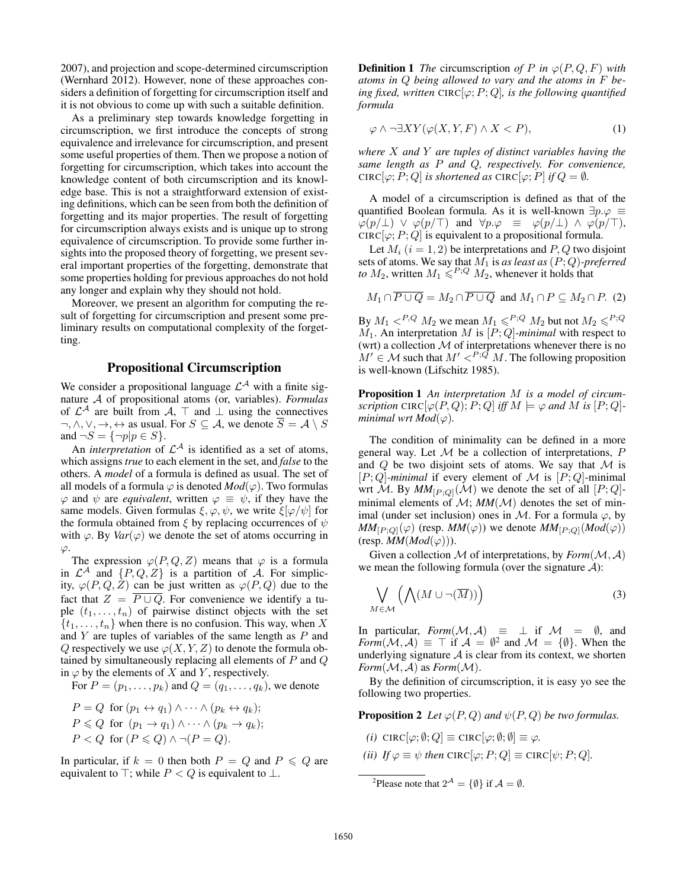2007), and projection and scope-determined circumscription (Wernhard 2012). However, none of these approaches considers a definition of forgetting for circumscription itself and it is not obvious to come up with such a suitable definition.

As a preliminary step towards knowledge forgetting in circumscription, we first introduce the concepts of strong equivalence and irrelevance for circumscription, and present some useful properties of them. Then we propose a notion of forgetting for circumscription, which takes into account the knowledge content of both circumscription and its knowledge base. This is not a straightforward extension of existing definitions, which can be seen from both the definition of forgetting and its major properties. The result of forgetting for circumscription always exists and is unique up to strong equivalence of circumscription. To provide some further insights into the proposed theory of forgetting, we present several important properties of the forgetting, demonstrate that some properties holding for previous approaches do not hold any longer and explain why they should not hold.

Moreover, we present an algorithm for computing the result of forgetting for circumscription and present some preliminary results on computational complexity of the forgetting.

## Propositional Circumscription

We consider a propositional language $\mathcal{L}^{\mathcal{A}}$ with a finite signature $\mathcal{A}$ of propositional atoms (or, variables). *Formulas* of $\mathcal{L}^{\mathcal{A}}$ are built from $\mathcal{A}$, $\top$ and $\bot$ using the connectives $\neg, \wedge, \vee, \rightarrow, \leftrightarrow$ as usual. For $S \subseteq \mathcal{A}$, we denote $\overline{S} = \mathcal{A} \setminus S$ and $\neg S = \{\neg p | p \in S\}$.

An *interpretation* of $\mathcal{L}^{\mathcal{A}}$ is identified as a set of atoms, which assigns *true* to each element in the set, and *false* to the others. A *model* of a formula is defined as usual. The set of all models of a formula $\varphi$ is denoted *Mod*$(\varphi)$. Two formulas $\varphi$ and $\psi$ are *equivalent*, written $\varphi \equiv \psi$, if they have the same models. Given formulas $\xi, \varphi, \psi$, we write $\xi[\varphi/\psi]$ for the formula obtained from $\xi$ by replacing occurrences of $\psi$ with $\varphi$. By *Var*$(\varphi)$ we denote the set of atoms occurring in $\varphi$.

The expression $\varphi(P, Q, Z)$ means that $\varphi$ is a formula in $\mathcal{L}^{\mathcal{A}}$ and $\{P, Q, Z\}$ is a partition of $\mathcal{A}$. For simplicity, $\varphi(P, Q, Z)$ can be just written as $\varphi(P, Q)$ due to the fact that $Z = \overline{P \cup Q}$. For convenience we identify a tuple $(t_1, \ldots, t_n)$ of pairwise distinct objects with the set $\{t_1, \ldots, t_n\}$ when there is no confusion. This way, when $X$ and $Y$ are tuples of variables of the same length as $P$ and $Q$ respectively we use $\varphi(X, Y, Z)$ to denote the formula obtained by simultaneously replacing all elements of $P$ and $Q$ in $\varphi$ by the elements of $X$ and $Y$, respectively.

For $P = (p_1, \ldots, p_k)$ and $Q = (q_1, \ldots, q_k)$, we denote

$$P = Q \text{ for } (p_1 \leftrightarrow q_1) \wedge \cdots \wedge (p_k \leftrightarrow q_k);$$
$$P \leqslant Q \text{ for } (p_1 \rightarrow q_1) \wedge \cdots \wedge (p_k \rightarrow q_k);$$
$$P < Q \text{ for } (P \leqslant Q) \wedge \neg(P = Q).$$

In particular, if $k = 0$ then both $P = Q$ and $P \leqslant Q$ are equivalent to $\top$; while $P < Q$ is equivalent to $\bot$.

**Definition 1** *The* circumscription *of $P$ in $\varphi(P, Q, F)$ with atoms in $Q$ being allowed to vary and the atoms in $F$ being fixed, written* $\text{CIRC}[\varphi; P; Q]$*, is the following quantified formula*

$$\varphi \wedge \neg\exists XY(\varphi(X, Y, F) \wedge X < P), \tag{1}$$

*where $X$ and $Y$ are tuples of distinct variables having the same length as $P$ and $Q$, respectively. For convenience,* $\text{CIRC}[\varphi; P; Q]$ *is shortened as* $\text{CIRC}[\varphi; P]$ *if $Q = \emptyset$.*

A model of a circumscription is defined as that of the quantified Boolean formula. As it is well-known $\exists p.\varphi \equiv \varphi(p/\bot) \vee \varphi(p/\top)$ and $\forall p.\varphi \equiv \varphi(p/\bot) \wedge \varphi(p/\top)$, $\text{CIRC}[\varphi; P; Q]$ is equivalent to a propositional formula.

Let $M_i$ $(i = 1, 2)$ be interpretations and $P, Q$ two disjoint sets of atoms. We say that $M_1$ is *as least as $(P; Q)$-preferred to* $M_2$, written $M_1 \leqslant^{P;Q} M_2$, whenever it holds that

$$M_1 \cap \overline{P \cup Q} = M_2 \cap \overline{P \cup Q} \text{ and } M_1 \cap P \subseteq M_2 \cap P. \tag{2}$$

By $M_1 <^{P,Q} M_2$ we mean $M_1 \leqslant^{P;Q} M_2$ but not $M_2 \leqslant^{P;Q} M_1$. An interpretation $M$ is *$[P; Q]$-minimal* with respect to (wrt) a collection $\mathcal{M}$ of interpretations whenever there is no $M' \in \mathcal{M}$ such that $M' <^{P;Q} M$. The following proposition is well-known (Lifschitz 1985).

**Proposition 1** *An interpretation $M$ is a model of circumscription* $\text{CIRC}[\varphi(P, Q); P; Q]$ *iff $M \models \varphi$ and $M$ is $[P; Q]$-minimal wrt Mod$(\varphi)$.*

The condition of minimality can be defined in a more general way. Let $\mathcal{M}$ be a collection of interpretations, $P$ and $Q$ be two disjoint sets of atoms. We say that $\mathcal{M}$ is *$[P; Q]$-minimal* if every element of $\mathcal{M}$ is $[P; Q]$-minimal wrt $\mathcal{M}$. By $MM_{[P;Q]}(\mathcal{M})$ we denote the set of all $[P; Q]$-minimal elements of $\mathcal{M}$; $MM(\mathcal{M})$ denotes the set of minimal (under set inclusion) ones in $\mathcal{M}$. For a formula $\varphi$, by $MM_{[P;Q]}(\varphi)$ (resp. $MM(\varphi)$) we denote $MM_{[P;Q]}(Mod(\varphi))$ (resp. $MM(Mod(\varphi))$).

Given a collection $\mathcal{M}$ of interpretations, by *Form*$(\mathcal{M}, \mathcal{A})$ we mean the following formula (over the signature $\mathcal{A}$):

$$\bigvee_{M \in \mathcal{M}} \left( \bigwedge (M \cup \neg(\overline{M})) \right) \tag{3}$$

In particular, *Form*$(\mathcal{M}, \mathcal{A}) \equiv \bot$ if $\mathcal{M} = \emptyset$, and *Form*$(\mathcal{M}, \mathcal{A}) \equiv \top$ if $\mathcal{A} = \emptyset$[2] and $\mathcal{M} = \{\emptyset\}$. When the underlying signature $\mathcal{A}$ is clear from its context, we shorten *Form*$(\mathcal{M}, \mathcal{A})$ as *Form*$(\mathcal{M})$.

By the definition of circumscription, it is easy yo see the following two properties.

**Proposition 2** *Let $\varphi(P, Q)$ and $\psi(P, Q)$ be two formulas.*

*(i)* $\text{CIRC}[\varphi; \emptyset; Q] \equiv \text{CIRC}[\varphi; \emptyset; \emptyset] \equiv \varphi$.

*(ii) If $\varphi \equiv \psi$ then* $\text{CIRC}[\varphi; P; Q] \equiv \text{CIRC}[\psi; P; Q]$.

[2] Please note that $2^{\mathcal{A}} = \{\emptyset\}$ if $\mathcal{A} = \emptyset$.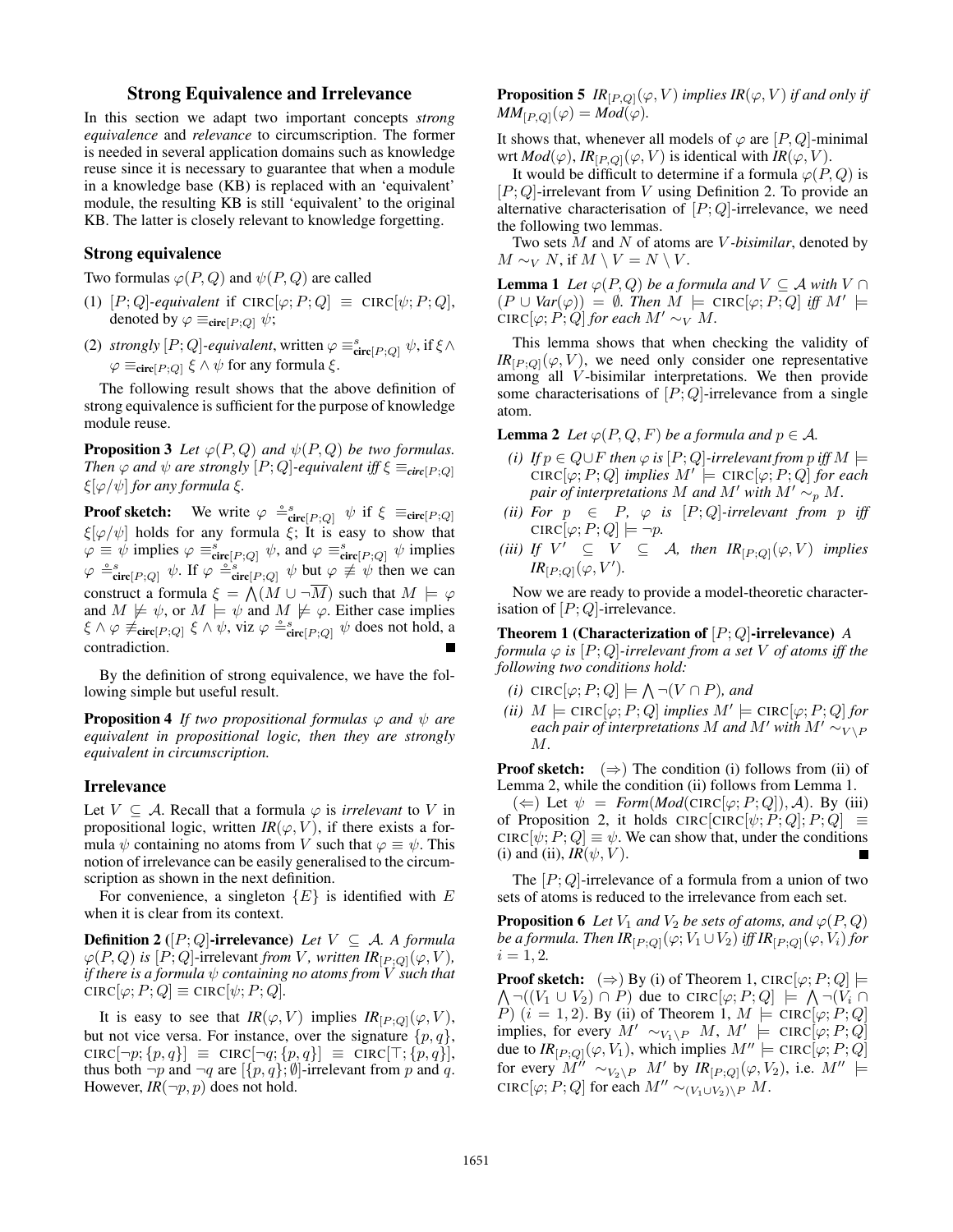## Strong Equivalence and Irrelevance

In this section we adapt two important concepts *strong equivalence* and *relevance* to circumscription. The former is needed in several application domains such as knowledge reuse since it is necessary to guarantee that when a module in a knowledge base (KB) is replaced with an 'equivalent' module, the resulting KB is still 'equivalent' to the original KB. The latter is closely relevant to knowledge forgetting.

### Strong equivalence

Two formulas $\varphi(P, Q)$ and $\psi(P, Q)$ are called

(1) $[P; Q]$-*equivalent* if $\text{CIRC}[\varphi; P; Q] \equiv \text{CIRC}[\psi; P; Q]$, denoted by $\varphi \equiv_{\mathbf{circ}[P;Q]} \psi$;

(2) *strongly* $[P; Q]$-*equivalent*, written $\varphi \equiv^s_{\mathbf{circ}[P;Q]} \psi$, if $\xi \wedge \varphi \equiv_{\mathbf{circ}[P;Q]} \xi \wedge \psi$ for any formula $\xi$.

The following result shows that the above definition of strong equivalence is sufficient for the purpose of knowledge module reuse.

**Proposition 3** *Let $\varphi(P, Q)$ and $\psi(P, Q)$ be two formulas. Then $\varphi$ and $\psi$ are strongly $[P; Q]$-equivalent iff $\xi \equiv_{\mathbf{circ}[P;Q]} \xi[\varphi/\psi]$ for any formula $\xi$.*

**Proof sketch:** We write $\varphi \overset{\circ}{=}^s_{\mathbf{circ}[P;Q]} \psi$ if $\xi \equiv_{\mathbf{circ}[P;Q]} \xi[\varphi/\psi]$ holds for any formula $\xi$; It is easy to show that $\varphi \equiv \psi$ implies $\varphi \equiv^s_{\mathbf{circ}[P;Q]} \psi$, and $\varphi \equiv^s_{\mathbf{circ}[P;Q]} \psi$ implies $\varphi \overset{\circ}{=}^s_{\mathbf{circ}[P;Q]} \psi$. If $\varphi \overset{\circ}{=}^s_{\mathbf{circ}[P;Q]} \psi$ but $\varphi \not\equiv \psi$ then we can construct a formula $\xi = \bigwedge(M \cup \neg\overline{M})$ such that $M \models \varphi$ and $M \not\models \psi$, or $M \models \psi$ and $M \not\models \varphi$. Either case implies $\xi \wedge \varphi \not\equiv_{\mathbf{circ}[P;Q]} \xi \wedge \psi$, viz $\varphi \overset{\circ}{=}^s_{\mathbf{circ}[P;Q]} \psi$ does not hold, a contradiction. ∎

By the definition of strong equivalence, we have the following simple but useful result.

**Proposition 4** *If two propositional formulas $\varphi$ and $\psi$ are equivalent in propositional logic, then they are strongly equivalent in circumscription.*

### Irrelevance

Let $V \subseteq \mathcal{A}$. Recall that a formula $\varphi$ is *irrelevant* to $V$ in propositional logic, written $IR(\varphi, V)$, if there exists a formula $\psi$ containing no atoms from $V$ such that $\varphi \equiv \psi$. This notion of irrelevance can be easily generalised to the circumscription as shown in the next definition.

For convenience, a singleton $\{E\}$ is identified with $E$ when it is clear from its context.

**Definition 2** (**$[P; Q]$-irrelevance**) *Let $V \subseteq \mathcal{A}$. A formula $\varphi(P, Q)$ is $[P; Q]$-irrelevant from $V$, written $IR_{[P;Q]}(\varphi, V)$, if there is a formula $\psi$ containing no atoms from $V$ such that $\text{CIRC}[\varphi; P; Q] \equiv \text{CIRC}[\psi; P; Q]$.*

It is easy to see that $IR(\varphi, V)$ implies $IR_{[P;Q]}(\varphi, V)$, but not vice versa. For instance, over the signature $\{p, q\}$, $\text{CIRC}[\neg p; \{p, q\}] \equiv \text{CIRC}[\neg q; \{p, q\}] \equiv \text{CIRC}[\top; \{p, q\}]$, thus both $\neg p$ and $\neg q$ are $[\{p, q\}; \emptyset]$-irrelevant from $p$ and $q$. However, $IR(\neg p, p)$ does not hold.

**Proposition 5** *$IR_{[P,Q]}(\varphi, V)$ implies $IR(\varphi, V)$ if and only if $MM_{[P,Q]}(\varphi) = Mod(\varphi)$.*

It shows that, whenever all models of $\varphi$ are $[P, Q]$-minimal wrt $Mod(\varphi)$, $IR_{[P,Q]}(\varphi, V)$ is identical with $IR(\varphi, V)$.

It would be difficult to determine if a formula $\varphi(P, Q)$ is $[P; Q]$-irrelevant from $V$ using Definition 2. To provide an alternative characterisation of $[P; Q]$-irrelevance, we need the following two lemmas.

Two sets $M$ and $N$ of atoms are $V$-*bisimilar*, denoted by $M \sim_V N$, if $M \setminus V = N \setminus V$.

**Lemma 1** *Let $\varphi(P, Q)$ be a formula and $V \subseteq \mathcal{A}$ with $V \cap (P \cup Var(\varphi)) = \emptyset$. Then $M \models \text{CIRC}[\varphi; P; Q]$ iff $M' \models \text{CIRC}[\varphi; P; Q]$ for each $M' \sim_V M$.*

This lemma shows that when checking the validity of $IR_{[P;Q]}(\varphi, V)$, we need only consider one representative among all $V$-bisimilar interpretations. We then provide some characterisations of $[P; Q]$-irrelevance from a single atom.

**Lemma 2** *Let $\varphi(P, Q, F)$ be a formula and $p \in \mathcal{A}$.*

*(i) If $p \in Q \cup F$ then $\varphi$ is $[P; Q]$-irrelevant from $p$ iff $M \models \text{CIRC}[\varphi; P; Q]$ implies $M' \models \text{CIRC}[\varphi; P; Q]$ for each pair of interpretations $M$ and $M'$ with $M' \sim_p M$.*

*(ii) For $p \in P$, $\varphi$ is $[P; Q]$-irrelevant from $p$ iff $\text{CIRC}[\varphi; P; Q] \models \neg p$.*

*(iii) If $V' \subseteq V \subseteq \mathcal{A}$, then $IR_{[P;Q]}(\varphi, V)$ implies $IR_{[P;Q]}(\varphi, V')$.*

Now we are ready to provide a model-theoretic characterisation of $[P; Q]$-irrelevance.

**Theorem 1 (Characterization of $[P; Q]$-irrelevance)** *A formula $\varphi$ is $[P; Q]$-irrelevant from a set $V$ of atoms iff the following two conditions hold:*

*(i) $\text{CIRC}[\varphi; P; Q] \models \bigwedge \neg(V \cap P)$, and*

*(ii) $M \models \text{CIRC}[\varphi; P; Q]$ implies $M' \models \text{CIRC}[\varphi; P; Q]$ for each pair of interpretations $M$ and $M'$ with $M' \sim_{V \setminus P} M$.*

**Proof sketch:** $(\Rightarrow)$ The condition (i) follows from (ii) of Lemma 2, while the condition (ii) follows from Lemma 1.

$(\Leftarrow)$ Let $\psi = Form(Mod(\text{CIRC}[\varphi; P; Q]), \mathcal{A})$. By (iii) of Proposition 2, it holds $\text{CIRC}[\text{CIRC}[\psi; P; Q]; P; Q] \equiv \text{CIRC}[\psi; P; Q] \equiv \psi$. We can show that, under the conditions (i) and (ii), $IR(\psi, V)$. ∎

The $[P; Q]$-irrelevance of a formula from a union of two sets of atoms is reduced to the irrelevance from each set.

**Proposition 6** *Let $V_1$ and $V_2$ be sets of atoms, and $\varphi(P, Q)$ be a formula. Then $IR_{[P;Q]}(\varphi; V_1 \cup V_2)$ iff $IR_{[P;Q]}(\varphi, V_i)$ for $i = 1, 2$.*

**Proof sketch:** $(\Rightarrow)$ By (i) of Theorem 1, $\text{CIRC}[\varphi; P; Q] \models \bigwedge \neg((V_1 \cup V_2) \cap P)$ due to $\text{CIRC}[\varphi; P; Q] \models \bigwedge \neg(V_i \cap P)$ $(i = 1, 2)$. By (ii) of Theorem 1, $M \models \text{CIRC}[\varphi; P; Q]$ implies, for every $M' \sim_{V_1 \setminus P} M$, $M' \models \text{CIRC}[\varphi; P; Q]$ due to $IR_{[P;Q]}(\varphi, V_1)$, which implies $M'' \models \text{CIRC}[\varphi; P; Q]$ for every $M'' \sim_{V_2 \setminus P} M'$ by $IR_{[P;Q]}(\varphi, V_2)$, i.e. $M'' \models \text{CIRC}[\varphi; P; Q]$ for each $M'' \sim_{(V_1 \cup V_2) \setminus P} M$.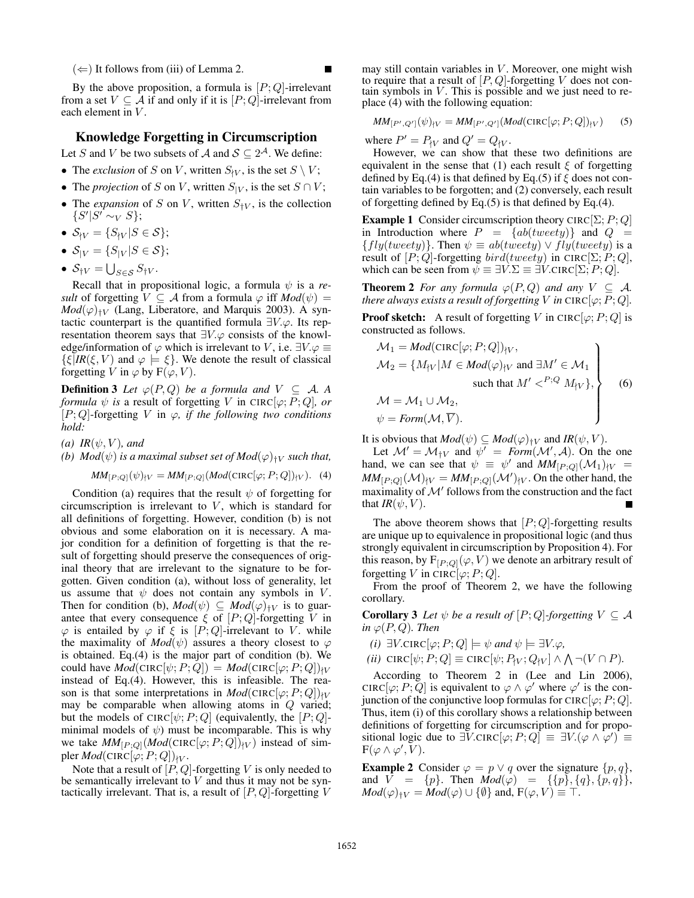(⇐) It follows from (iii) of Lemma 2. ■

By the above proposition, a formula is $[P;Q]$-irrelevant from a set $V \subseteq \mathcal{A}$ if and only if it is $[P;Q]$-irrelevant from each element in $V$.

## Knowledge Forgetting in Circumscription

Let $S$ and $V$ be two subsets of $\mathcal{A}$ and $\mathcal{S} \subseteq 2^{\mathcal{A}}$. We define:

- The *exclusion* of $S$ on $V$, written $S_{\dagger V}$, is the set $S \setminus V$;
- The *projection* of $S$ on $V$, written $S_{|V}$, is the set $S \cap V$;
- The *expansion* of $S$ on $V$, written $S_{\dagger V}$, is the collection $\{S' | S' \sim_V S\}$;
- $\mathcal{S}_{\dagger V} = \{S_{\dagger V} | S \in \mathcal{S}\}$;
- $\mathcal{S}_{|V} = \{S_{|V} | S \in \mathcal{S}\}$;
- $\mathcal{S}_{\dagger V} = \bigcup_{S \in \mathcal{S}} S_{\dagger V}$.

Recall that in propositional logic, a formula $\psi$ is a *result* of forgetting $V \subseteq \mathcal{A}$ from a formula $\varphi$ iff $Mod(\psi) = Mod(\varphi)_{\dagger V}$ (Lang, Liberatore, and Marquis 2003). A syntactic counterpart is the quantified formula $\exists V.\varphi$. Its representation theorem says that $\exists V.\varphi$ consists of the knowledge/information of $\varphi$ which is irrelevant to $V$, i.e. $\exists V.\varphi \equiv \{\xi | IR(\xi, V) \text{ and } \varphi \models \xi\}$. We denote the result of classical forgetting $V$ in $\varphi$ by $\mathrm{F}(\varphi, V)$.

**Definition 3** *Let $\varphi(P, Q)$ be a formula and $V \subseteq \mathcal{A}$. A formula $\psi$ is* a result of forgetting $V$ in $\mathrm{CIRC}[\varphi; P; Q]$*, or* $[P;Q]$-forgetting $V$ in $\varphi$*, if the following two conditions hold:*

*(a) $IR(\psi, V)$, and*

*(b) $Mod(\psi)$ is a maximal subset set of $Mod(\varphi)_{\dagger V}$ such that,*

$$MM_{[P;Q]}(\psi)_{\dagger V} = MM_{[P;Q]}(Mod(\mathrm{CIRC}[\varphi; P; Q])_{\dagger V}). \quad (4)$$

Condition (a) requires that the result $\psi$ of forgetting for circumscription is irrelevant to $V$, which is standard for all definitions of forgetting. However, condition (b) is not obvious and some elaboration on it is necessary. A major condition for a definition of forgetting is that the result of forgetting should preserve the consequences of original theory that are irrelevant to the signature to be forgotten. Given condition (a), without loss of generality, let us assume that $\psi$ does not contain any symbols in $V$. Then for condition (b), $Mod(\psi) \subseteq Mod(\varphi)_{\dagger V}$ is to guarantee that every consequence $\xi$ of $[P;Q]$-forgetting $V$ in $\varphi$ is entailed by $\varphi$ if $\xi$ is $[P;Q]$-irrelevant to $V$. while the maximality of $Mod(\psi)$ assures a theory closest to $\varphi$ is obtained. Eq.(4) is the major part of condition (b). We could have $Mod(\mathrm{CIRC}[\psi; P; Q]) = Mod(\mathrm{CIRC}[\varphi; P; Q])_{\dagger V}$ instead of Eq.(4). However, this is infeasible. The reason is that some interpretations in $Mod(\mathrm{CIRC}[\varphi; P; Q])_{\dagger V}$ may be comparable when allowing atoms in $Q$ varied; but the models of $\mathrm{CIRC}[\psi; P; Q]$ (equivalently, the $[P;Q]$-minimal models of $\psi$) must be incomparable. This is why we take $MM_{[P;Q]}(Mod(\mathrm{CIRC}[\varphi; P; Q])_{\dagger V})$ instead of simpler $Mod(\mathrm{CIRC}[\varphi; P; Q])_{\dagger V}$.

Note that a result of $[P, Q]$-forgetting $V$ is only needed to be semantically irrelevant to $V$ and thus it may not be syntactically irrelevant. That is, a result of $[P, Q]$-forgetting $V$ may still contain variables in $V$. Moreover, one might wish to require that a result of $[P, Q]$-forgetting $V$ does not contain symbols in $V$. This is possible and we just need to replace (4) with the following equation:

$$MM_{[P', Q']}(\psi)_{\dagger V} = MM_{[P', Q']}(Mod(\mathrm{CIRC}[\varphi; P; Q])_{\dagger V}) \quad (5)$$

where $P' = P_{\dagger V}$ and $Q' = Q_{\dagger V}$.

However, we can show that these two definitions are equivalent in the sense that (1) each result $\xi$ of forgetting defined by Eq.(4) is that defined by Eq.(5) if $\xi$ does not contain variables to be forgotten; and (2) conversely, each result of forgetting defined by Eq.(5) is that defined by Eq.(4).

**Example 1** Consider circumscription theory $\mathrm{CIRC}[\Sigma; P; Q]$ in Introduction where $P = \{ab(tweety)\}$ and $Q = \{fly(tweety)\}$. Then $\psi \equiv ab(tweety) \vee fly(tweety)$ is a result of $[P;Q]$-forgetting $bird(tweety)$ in $\mathrm{CIRC}[\Sigma; P; Q]$, which can be seen from $\psi \equiv \exists V.\Sigma \equiv \exists V.\mathrm{CIRC}[\Sigma; P; Q]$.

**Theorem 2** *For any formula $\varphi(P, Q)$ and any $V \subseteq \mathcal{A}$. there always exists a result of forgetting $V$ in $\mathrm{CIRC}[\varphi; P; Q]$.*

**Proof sketch:** A result of forgetting $V$ in $\mathrm{CIRC}[\varphi; P; Q]$ is constructed as follows.

$$\left.\begin{aligned}
&\mathcal{M}_1 = Mod(\mathrm{CIRC}[\varphi; P; Q])_{\dagger V}, \\
&\mathcal{M}_2 = \{M_{\dagger V} | M \in Mod(\varphi)_{\dagger V} \text{ and } \exists M' \in \mathcal{M}_1 \\
&\qquad\qquad \text{such that } M' <^{P;Q} M_{\dagger V}\}, \\
&\mathcal{M} = \mathcal{M}_1 \cup \mathcal{M}_2, \\
&\psi = Form(\mathcal{M}, \overline{V}).
\end{aligned}\right\} \quad (6)$$

It is obvious that $Mod(\psi) \subseteq Mod(\varphi)_{\dagger V}$ and $IR(\psi, V)$.

Let $\mathcal{M}' = \mathcal{M}_{\dagger V}$ and $\psi' = Form(\mathcal{M}', \mathcal{A})$. On the one hand, we can see that $\psi \equiv \psi'$ and $MM_{[P;Q]}(\mathcal{M}_1)_{\dagger V} = MM_{[P;Q]}(\mathcal{M})_{\dagger V} = MM_{[P;Q]}(\mathcal{M}')_{\dagger V}$. On the other hand, the maximality of $\mathcal{M}'$ follows from the construction and the fact that $IR(\psi, V)$. ■

The above theorem shows that $[P;Q]$-forgetting results are unique up to equivalence in propositional logic (and thus strongly equivalent in circumscription by Proposition 4). For this reason, by $\mathrm{F}_{[P;Q]}(\varphi, V)$ we denote an arbitrary result of forgetting $V$ in $\mathrm{CIRC}[\varphi; P; Q]$.

From the proof of Theorem 2, we have the following corollary.

**Corollary 3** *Let $\psi$ be a result of $[P;Q]$-forgetting $V \subseteq \mathcal{A}$ in $\varphi(P, Q)$. Then*

*(i) $\exists V.\mathrm{CIRC}[\varphi; P; Q] \models \psi$ and $\psi \models \exists V.\varphi$,*

*(ii) $\mathrm{CIRC}[\psi; P; Q] \equiv \mathrm{CIRC}[\psi; P_{\dagger V}; Q_{\dagger V}] \wedge \bigwedge \neg(V \cap P)$.*

According to Theorem 2 in (Lee and Lin 2006), $\mathrm{CIRC}[\varphi; P; Q]$ is equivalent to $\varphi \wedge \varphi'$ where $\varphi'$ is the conjunction of the conjunctive loop formulas for $\mathrm{CIRC}[\varphi; P; Q]$. Thus, item (i) of this corollary shows a relationship between definitions of forgetting for circumscription and for propositional logic due to $\exists V.\mathrm{CIRC}[\varphi; P; Q] \equiv \exists V.(\varphi \wedge \varphi') \equiv \mathrm{F}(\varphi \wedge \varphi', V)$.

**Example 2** Consider $\varphi = p \vee q$ over the signature $\{p, q\}$, and $V = \{p\}$. Then $Mod(\varphi) = \{\{p\}, \{q\}, \{p, q\}\}$, $Mod(\varphi)_{\dagger V} = Mod(\varphi) \cup \{\emptyset\}$ and, $\mathrm{F}(\varphi, V) \equiv \top$.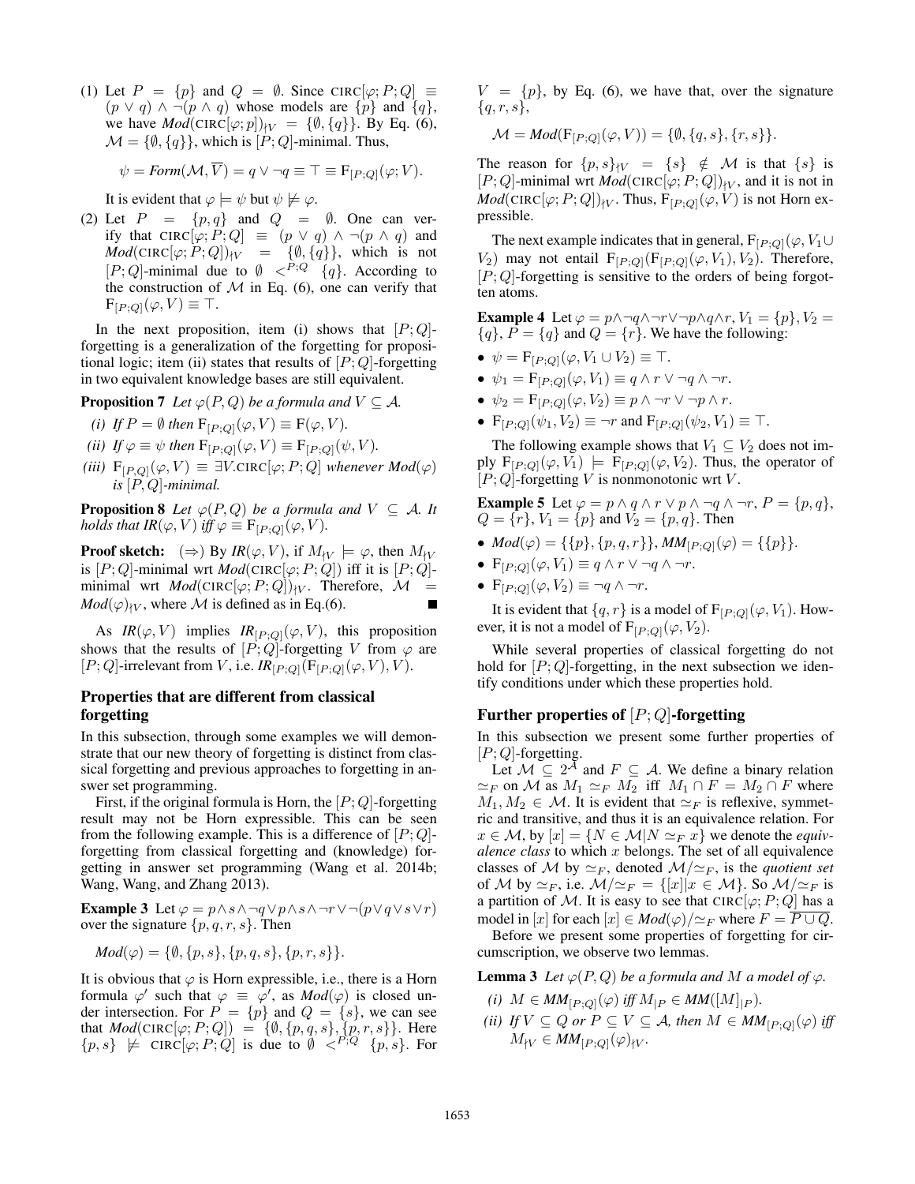(1) Let $P = \{p\}$ and $Q = \emptyset$. Since $\text{CIRC}[\varphi; P; Q] \equiv (p \vee q) \wedge \neg(p \wedge q)$ whose models are $\{p\}$ and $\{q\}$, we have $\mathit{Mod}(\text{CIRC}[\varphi; p])_{\dagger V} = \{\emptyset, \{q\}\}$. By Eq. (6), $\mathcal{M} = \{\emptyset, \{q\}\}$, which is $[P; Q]$-minimal. Thus,

$$\psi = \mathit{Form}(\mathcal{M}, \overline{V}) = q \vee \neg q \equiv \top \equiv \mathrm{F}_{[P;Q]}(\varphi; V).$$

It is evident that $\varphi \models \psi$ but $\psi \not\models \varphi$.

(2) Let $P = \{p, q\}$ and $Q = \emptyset$. One can verify that $\text{CIRC}[\varphi; P; Q] \equiv (p \vee q) \wedge \neg(p \wedge q)$ and $\mathit{Mod}(\text{CIRC}[\varphi; P; Q])_{\dagger V} = \{\emptyset, \{q\}\}$, which is not $[P; Q]$-minimal due to $\emptyset <^{P;Q} \{q\}$. According to the construction of $\mathcal{M}$ in Eq. (6), one can verify that $\mathrm{F}_{[P;Q]}(\varphi, V) \equiv \top$.

In the next proposition, item (i) shows that $[P; Q]$-forgetting is a generalization of the forgetting for propositional logic; item (ii) states that results of $[P; Q]$-forgetting in two equivalent knowledge bases are still equivalent.

**Proposition 7** *Let $\varphi(P, Q)$ be a formula and $V \subseteq \mathcal{A}$.*

*(i) If $P = \emptyset$ then $\mathrm{F}_{[P;Q]}(\varphi, V) \equiv \mathrm{F}(\varphi, V)$.*

*(ii) If $\varphi \equiv \psi$ then $\mathrm{F}_{[P;Q]}(\varphi, V) \equiv \mathrm{F}_{[P;Q]}(\psi, V)$.*

*(iii) $\mathrm{F}_{[P,Q]}(\varphi, V) \equiv \exists V.\text{CIRC}[\varphi; P; Q]$ whenever $\mathit{Mod}(\varphi)$ is $[P, Q]$-minimal.*

**Proposition 8** *Let $\varphi(P, Q)$ be a formula and $V \subseteq \mathcal{A}$. It holds that $\mathit{IR}(\varphi, V)$ iff $\varphi \equiv \mathrm{F}_{[P;Q]}(\varphi, V)$.*

**Proof sketch:** ($\Rightarrow$) By $\mathit{IR}(\varphi, V)$, if $M_{\dagger V} \models \varphi$, then $M_{\dagger V}$ is $[P; Q]$-minimal wrt $\mathit{Mod}(\text{CIRC}[\varphi; P; Q])$ iff it is $[P; Q]$-minimal wrt $\mathit{Mod}(\text{CIRC}[\varphi; P; Q])_{\dagger V}$. Therefore, $\mathcal{M} = \mathit{Mod}(\varphi)_{\dagger V}$, where $\mathcal{M}$ is defined as in Eq.(6). ∎

As $\mathit{IR}(\varphi, V)$ implies $\mathit{IR}_{[P;Q]}(\varphi, V)$, this proposition shows that the results of $[P; Q]$-forgetting $V$ from $\varphi$ are $[P; Q]$-irrelevant from $V$, i.e. $\mathit{IR}_{[P;Q]}(\mathrm{F}_{[P;Q]}(\varphi, V), V)$.

## Properties that are different from classical forgetting

In this subsection, through some examples we will demonstrate that our new theory of forgetting is distinct from classical forgetting and previous approaches to forgetting in answer set programming.

First, if the original formula is Horn, the $[P; Q]$-forgetting result may not be Horn expressible. This can be seen from the following example. This is a difference of $[P; Q]$-forgetting from classical forgetting and (knowledge) forgetting in answer set programming (Wang et al. 2014b; Wang, Wang, and Zhang 2013).

**Example 3** Let $\varphi = p \wedge s \wedge \neg q \vee p \wedge s \wedge \neg r \vee \neg(p \vee q \vee s \vee r)$ over the signature $\{p, q, r, s\}$. Then

$$\mathit{Mod}(\varphi) = \{\emptyset, \{p, s\}, \{p, q, s\}, \{p, r, s\}\}.$$

It is obvious that $\varphi$ is Horn expressible, i.e., there is a Horn formula $\varphi'$ such that $\varphi \equiv \varphi'$, as $\mathit{Mod}(\varphi)$ is closed under intersection. For $P = \{p\}$ and $Q = \{s\}$, we can see that $\mathit{Mod}(\text{CIRC}[\varphi; P; Q]) = \{\emptyset, \{p, q, s\}, \{p, r, s\}\}$. Here $\{p, s\} \not\models \text{CIRC}[\varphi; P; Q]$ is due to $\emptyset <^{P;Q} \{p, s\}$. For $V = \{p\}$, by Eq. (6), we have that, over the signature $\{q, r, s\}$,

$$\mathcal{M} = \mathit{Mod}(\mathrm{F}_{[P;Q]}(\varphi, V)) = \{\emptyset, \{q, s\}, \{r, s\}\}.$$

The reason for $\{p, s\}_{\dagger V} = \{s\} \notin \mathcal{M}$ is that $\{s\}$ is $[P; Q]$-minimal wrt $\mathit{Mod}(\text{CIRC}[\varphi; P; Q])_{\dagger V}$, and it is not in $\mathit{Mod}(\text{CIRC}[\varphi; P; Q])_{\dagger V}$. Thus, $\mathrm{F}_{[P;Q]}(\varphi, V)$ is not Horn expressible.

The next example indicates that in general, $\mathrm{F}_{[P;Q]}(\varphi, V_1 \cup V_2)$ may not entail $\mathrm{F}_{[P;Q]}(\mathrm{F}_{[P;Q]}(\varphi, V_1), V_2)$. Therefore, $[P; Q]$-forgetting is sensitive to the orders of being forgotten atoms.

**Example 4** Let $\varphi = p \wedge \neg q \wedge \neg r \vee \neg p \wedge q \wedge r$, $V_1 = \{p\}$, $V_2 = \{q\}$, $P = \{q\}$ and $Q = \{r\}$. We have the following:

- $\psi = \mathrm{F}_{[P;Q]}(\varphi, V_1 \cup V_2) \equiv \top$.
- $\psi_1 = \mathrm{F}_{[P;Q]}(\varphi, V_1) \equiv q \wedge r \vee \neg q \wedge \neg r$.
- $\psi_2 = \mathrm{F}_{[P;Q]}(\varphi, V_2) \equiv p \wedge \neg r \vee \neg p \wedge r$.
- $\mathrm{F}_{[P;Q]}(\psi_1, V_2) \equiv \neg r$ and $\mathrm{F}_{[P;Q]}(\psi_2, V_1) \equiv \top$.

The following example shows that $V_1 \subseteq V_2$ does not imply $\mathrm{F}_{[P;Q]}(\varphi, V_1) \models \mathrm{F}_{[P;Q]}(\varphi, V_2)$. Thus, the operator of $[P; Q]$-forgetting $V$ is nonmonotonic wrt $V$.

**Example 5** Let $\varphi = p \wedge q \wedge r \vee p \wedge \neg q \wedge \neg r$, $P = \{p, q\}$, $Q = \{r\}$, $V_1 = \{p\}$ and $V_2 = \{p, q\}$. Then

- $\mathit{Mod}(\varphi) = \{\{p\}, \{p, q, r\}\}$, $\mathit{MM}_{[P;Q]}(\varphi) = \{\{p\}\}$.
- $\mathrm{F}_{[P;Q]}(\varphi, V_1) \equiv q \wedge r \vee \neg q \wedge \neg r$.
- $\mathrm{F}_{[P;Q]}(\varphi, V_2) \equiv \neg q \wedge \neg r$.

It is evident that $\{q, r\}$ is a model of $\mathrm{F}_{[P;Q]}(\varphi, V_1)$. However, it is not a model of $\mathrm{F}_{[P;Q]}(\varphi, V_2)$.

While several properties of classical forgetting do not hold for $[P; Q]$-forgetting, in the next subsection we identify conditions under which these properties hold.

## Further properties of $[P; Q]$-forgetting

In this subsection we present some further properties of $[P; Q]$-forgetting.

Let $\mathcal{M} \subseteq 2^{\mathcal{A}}$ and $F \subseteq \mathcal{A}$. We define a binary relation $\simeq_F$ on $\mathcal{M}$ as $M_1 \simeq_F M_2$ iff $M_1 \cap F = M_2 \cap F$ where $M_1, M_2 \in \mathcal{M}$. It is evident that $\simeq_F$ is reflexive, symmetric and transitive, and thus it is an equivalence relation. For $x \in \mathcal{M}$, by $[x] = \{N \in \mathcal{M} | N \simeq_F x\}$ we denote the *equivalence class* to which $x$ belongs. The set of all equivalence classes of $\mathcal{M}$ by $\simeq_F$, denoted $\mathcal{M}/\simeq_F$, is the *quotient set* of $\mathcal{M}$ by $\simeq_F$, i.e. $\mathcal{M}/\simeq_F = \{[x] | x \in \mathcal{M}\}$. So $\mathcal{M}/\simeq_F$ is a partition of $\mathcal{M}$. It is easy to see that $\text{CIRC}[\varphi; P; Q]$ has a model in $[x]$ for each $[x] \in \mathit{Mod}(\varphi)/\simeq_F$ where $F = \overline{P \cup Q}$.

Before we present some properties of forgetting for circumscription, we observe two lemmas.

**Lemma 3** *Let $\varphi(P, Q)$ be a formula and $M$ a model of $\varphi$.*

*(i) $M \in \mathit{MM}_{[P;Q]}(\varphi)$ iff $M_{|P} \in \mathit{MM}([M]_{|P})$.*

*(ii) If $V \subseteq Q$ or $P \subseteq V \subseteq \mathcal{A}$, then $M \in \mathit{MM}_{[P;Q]}(\varphi)$ iff $M_{\dagger V} \in \mathit{MM}_{[P;Q]}(\varphi)_{\dagger V}$.*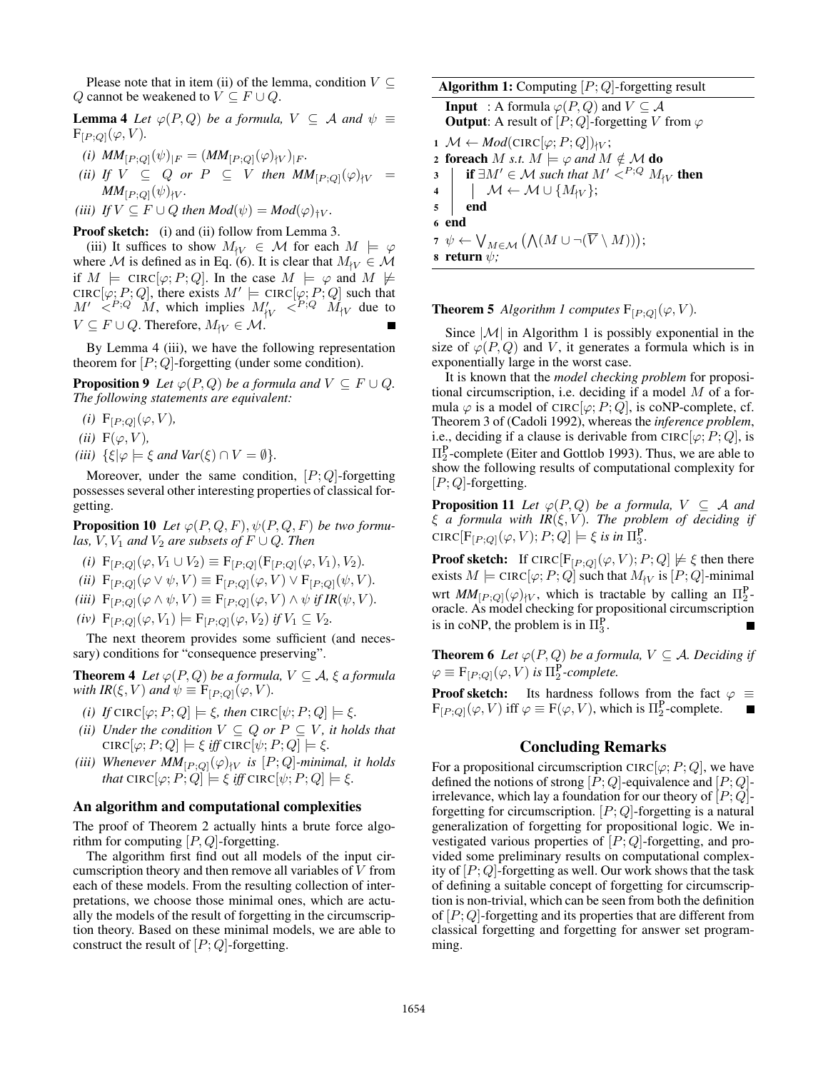Please note that in item (ii) of the lemma, condition $V \subseteq Q$ cannot be weakened to $V \subseteq F \cup Q$.

**Lemma 4** *Let $\varphi(P,Q)$ be a formula, $V \subseteq \mathcal{A}$ and $\psi \equiv \mathrm{F}_{[P;Q]}(\varphi, V)$.*

*(i) $MM_{[P;Q]}(\psi)_{|F} = (MM_{[P;Q]}(\varphi)_{\dagger V})_{|F}$.*

*(ii) If $V \subseteq Q$ or $P \subseteq V$ then $MM_{[P;Q]}(\varphi)_{\dagger V} = MM_{[P;Q]}(\psi)_{\dagger V}$.*

*(iii) If $V \subseteq F \cup Q$ then $Mod(\psi) = Mod(\varphi)_{\dagger V}$.*

**Proof sketch:** (i) and (ii) follow from Lemma 3.

(iii) It suffices to show $M_{\dagger V} \in \mathcal{M}$ for each $M \models \varphi$ where $\mathcal{M}$ is defined as in Eq. (6). It is clear that $M_{\dagger V} \in \mathcal{M}$ if $M \models \text{CIRC}[\varphi; P; Q]$. In the case $M \models \varphi$ and $M \not\models \text{CIRC}[\varphi; P; Q]$, there exists $M' \models \text{CIRC}[\varphi; P; Q]$ such that $M' <^{P;Q} M$, which implies $M'_{\dagger V} <^{P;Q} M_{\dagger V}$ due to $V \subseteq F \cup Q$. Therefore, $M_{\dagger V} \in \mathcal{M}$. ∎

By Lemma 4 (iii), we have the following representation theorem for $[P;Q]$-forgetting (under some condition).

**Proposition 9** *Let $\varphi(P,Q)$ be a formula and $V \subseteq F \cup Q$. The following statements are equivalent:*

*(i) $\mathrm{F}_{[P;Q]}(\varphi, V)$,*

*(ii) $\mathrm{F}(\varphi, V)$,*

*(iii) $\{\xi | \varphi \models \xi$ and $Var(\xi) \cap V = \emptyset\}$.*

Moreover, under the same condition, $[P;Q]$-forgetting possesses several other interesting properties of classical forgetting.

**Proposition 10** *Let $\varphi(P,Q,F), \psi(P,Q,F)$ be two formulas, $V, V_1$ and $V_2$ are subsets of $F \cup Q$. Then*

*(i) $\mathrm{F}_{[P;Q]}(\varphi, V_1 \cup V_2) \equiv \mathrm{F}_{[P;Q]}(\mathrm{F}_{[P;Q]}(\varphi, V_1), V_2)$.*

*(ii) $\mathrm{F}_{[P;Q]}(\varphi \vee \psi, V) \equiv \mathrm{F}_{[P;Q]}(\varphi, V) \vee \mathrm{F}_{[P;Q]}(\psi, V)$.*

*(iii) $\mathrm{F}_{[P;Q]}(\varphi \wedge \psi, V) \equiv \mathrm{F}_{[P;Q]}(\varphi, V) \wedge \psi$ if $IR(\psi, V)$.*

*(iv) $\mathrm{F}_{[P;Q]}(\varphi, V_1) \models \mathrm{F}_{[P;Q]}(\varphi, V_2)$ if $V_1 \subseteq V_2$.*

The next theorem provides some sufficient (and necessary) conditions for "consequence preserving".

**Theorem 4** *Let $\varphi(P,Q)$ be a formula, $V \subseteq \mathcal{A}$, $\xi$ a formula with $IR(\xi, V)$ and $\psi \equiv \mathrm{F}_{[P;Q]}(\varphi, V)$.*

*(i) If $\text{CIRC}[\varphi; P; Q] \models \xi$, then $\text{CIRC}[\psi; P; Q] \models \xi$.*

*(ii) Under the condition $V \subseteq Q$ or $P \subseteq V$, it holds that $\text{CIRC}[\varphi; P; Q] \models \xi$ iff $\text{CIRC}[\psi; P; Q] \models \xi$.*

*(iii) Whenever $MM_{[P;Q]}(\varphi)_{\dagger V}$ is $[P;Q]$-minimal, it holds that $\text{CIRC}[\varphi; P; Q] \models \xi$ iff $\text{CIRC}[\psi; P; Q] \models \xi$.*

### An algorithm and computational complexities

The proof of Theorem 2 actually hints a brute force algorithm for computing $[P,Q]$-forgetting.

The algorithm first find out all models of the input circumscription theory and then remove all variables of $V$ from each of these models. From the resulting collection of interpretations, we choose those minimal ones, which are actually the models of the result of forgetting in the circumscription theory. Based on these minimal models, we are able to construct the result of $[P;Q]$-forgetting.

**Algorithm 1:** Computing $[P;Q]$-forgetting result

**Input** : A formula $\varphi(P,Q)$ and $V \subseteq \mathcal{A}$
**Output**: A result of $[P;Q]$-forgetting $V$ from $\varphi$

```
1 M ← Mod(CIRC[φ; P; Q])_†V ;
2 foreach M s.t. M ⊨ φ and M ∉ M do
3   if ∃M' ∈ M such that M' <^{P;Q} M_†V then
4     M ← M ∪ {M_†V};
5   end
6 end
7 ψ ← ⋁_{M∈M} (⋀(M ∪ ¬(V̄ \ M)));
8 return ψ;
```

**Theorem 5** *Algorithm 1 computes $\mathrm{F}_{[P;Q]}(\varphi, V)$.*

Since $|\mathcal{M}|$ in Algorithm 1 is possibly exponential in the size of $\varphi(P,Q)$ and $V$, it generates a formula which is in exponentially large in the worst case.

It is known that the *model checking problem* for propositional circumscription, i.e. deciding if a model $M$ of a formula $\varphi$ is a model of $\text{CIRC}[\varphi; P; Q]$, is coNP-complete, cf. Theorem 3 of (Cadoli 1992), whereas the *inference problem*, i.e., deciding if a clause is derivable from $\text{CIRC}[\varphi; P; Q]$, is $\Pi_2^{\mathrm{P}}$-complete (Eiter and Gottlob 1993). Thus, we are able to show the following results of computational complexity for $[P;Q]$-forgetting.

**Proposition 11** *Let $\varphi(P,Q)$ be a formula, $V \subseteq \mathcal{A}$ and $\xi$ a formula with $IR(\xi, V)$. The problem of deciding if $\text{CIRC}[\mathrm{F}_{[P;Q]}(\varphi, V); P; Q] \models \xi$ is in $\Pi_3^{\mathrm{P}}$.*

**Proof sketch:** If $\text{CIRC}[\mathrm{F}_{[P;Q]}(\varphi, V); P; Q] \not\models \xi$ then there exists $M \models \text{CIRC}[\varphi; P; Q]$ such that $M_{\dagger V}$ is $[P;Q]$-minimal wrt $MM_{[P;Q]}(\varphi)_{\dagger V}$, which is tractable by calling an $\Pi_2^{\mathrm{P}}$-oracle. As model checking for propositional circumscription is in coNP, the problem is in $\Pi_3^{\mathrm{P}}$. ∎

**Theorem 6** *Let $\varphi(P,Q)$ be a formula, $V \subseteq \mathcal{A}$. Deciding if $\varphi \equiv \mathrm{F}_{[P;Q]}(\varphi, V)$ is $\Pi_2^{\mathrm{P}}$-complete.*

**Proof sketch:** Its hardness follows from the fact $\varphi \equiv \mathrm{F}_{[P;Q]}(\varphi, V)$ iff $\varphi \equiv \mathrm{F}(\varphi, V)$, which is $\Pi_2^{\mathrm{P}}$-complete. ∎

## Concluding Remarks

For a propositional circumscription $\text{CIRC}[\varphi; P; Q]$, we have defined the notions of strong $[P;Q]$-equivalence and $[P;Q]$-irrelevance, which lay a foundation for our theory of $[P;Q]$-forgetting for circumscription. $[P;Q]$-forgetting is a natural generalization of forgetting for propositional logic. We investigated various properties of $[P;Q]$-forgetting, and provided some preliminary results on computational complexity of $[P;Q]$-forgetting as well. Our work shows that the task of defining a suitable concept of forgetting for circumscription is non-trivial, which can be seen from both the definition of $[P;Q]$-forgetting and its properties that are different from classical forgetting and forgetting for answer set programming.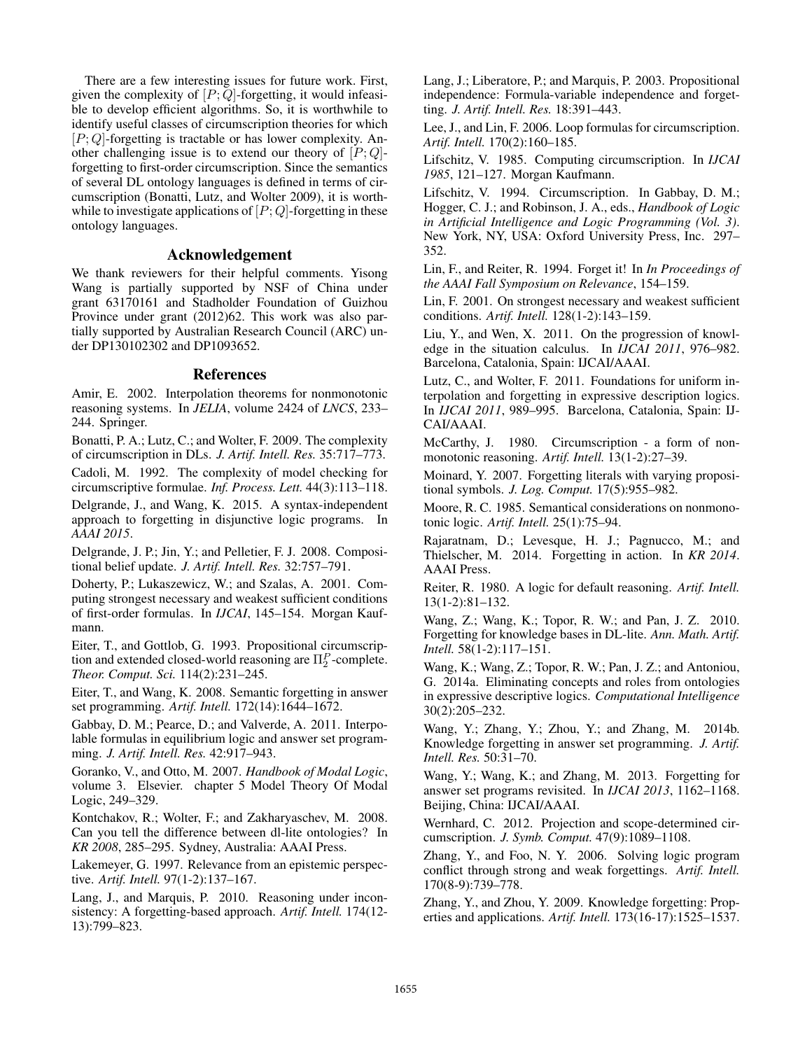There are a few interesting issues for future work. First, given the complexity of $[P;Q]$-forgetting, it would infeasible to develop efficient algorithms. So, it is worthwhile to identify useful classes of circumscription theories for which $[P;Q]$-forgetting is tractable or has lower complexity. Another challenging issue is to extend our theory of $[P;Q]$-forgetting to first-order circumscription. Since the semantics of several DL ontology languages is defined in terms of circumscription (Bonatti, Lutz, and Wolter 2009), it is worthwhile to investigate applications of $[P;Q]$-forgetting in these ontology languages.

## Acknowledgement

We thank reviewers for their helpful comments. Yisong Wang is partially supported by NSF of China under grant 63170161 and Stadholder Foundation of Guizhou Province under grant (2012)62. This work was also partially supported by Australian Research Council (ARC) under DP130102302 and DP1093652.

## References

Amir, E. 2002. Interpolation theorems for nonmonotonic reasoning systems. In *JELIA*, volume 2424 of *LNCS*, 233–244. Springer.

Bonatti, P. A.; Lutz, C.; and Wolter, F. 2009. The complexity of circumscription in DLs. *J. Artif. Intell. Res.* 35:717–773.

Cadoli, M. 1992. The complexity of model checking for circumscriptive formulae. *Inf. Process. Lett.* 44(3):113–118.

Delgrande, J., and Wang, K. 2015. A syntax-independent approach to forgetting in disjunctive logic programs. In *AAAI 2015*.

Delgrande, J. P.; Jin, Y.; and Pelletier, F. J. 2008. Compositional belief update. *J. Artif. Intell. Res.* 32:757–791.

Doherty, P.; Lukaszewicz, W.; and Szalas, A. 2001. Computing strongest necessary and weakest sufficient conditions of first-order formulas. In *IJCAI*, 145–154. Morgan Kaufmann.

Eiter, T., and Gottlob, G. 1993. Propositional circumscription and extended closed-world reasoning are $\Pi_2^P$-complete. *Theor. Comput. Sci.* 114(2):231–245.

Eiter, T., and Wang, K. 2008. Semantic forgetting in answer set programming. *Artif. Intell.* 172(14):1644–1672.

Gabbay, D. M.; Pearce, D.; and Valverde, A. 2011. Interpolable formulas in equilibrium logic and answer set programming. *J. Artif. Intell. Res.* 42:917–943.

Goranko, V., and Otto, M. 2007. *Handbook of Modal Logic*, volume 3. Elsevier. chapter 5 Model Theory Of Modal Logic, 249–329.

Kontchakov, R.; Wolter, F.; and Zakharyaschev, M. 2008. Can you tell the difference between dl-lite ontologies? In *KR 2008*, 285–295. Sydney, Australia: AAAI Press.

Lakemeyer, G. 1997. Relevance from an epistemic perspective. *Artif. Intell.* 97(1-2):137–167.

Lang, J., and Marquis, P. 2010. Reasoning under inconsistency: A forgetting-based approach. *Artif. Intell.* 174(12-13):799–823.

Lang, J.; Liberatore, P.; and Marquis, P. 2003. Propositional independence: Formula-variable independence and forgetting. *J. Artif. Intell. Res.* 18:391–443.

Lee, J., and Lin, F. 2006. Loop formulas for circumscription. *Artif. Intell.* 170(2):160–185.

Lifschitz, V. 1985. Computing circumscription. In *IJCAI 1985*, 121–127. Morgan Kaufmann.

Lifschitz, V. 1994. Circumscription. In Gabbay, D. M.; Hogger, C. J.; and Robinson, J. A., eds., *Handbook of Logic in Artificial Intelligence and Logic Programming (Vol. 3)*. New York, NY, USA: Oxford University Press, Inc. 297–352.

Lin, F., and Reiter, R. 1994. Forget it! In *In Proceedings of the AAAI Fall Symposium on Relevance*, 154–159.

Lin, F. 2001. On strongest necessary and weakest sufficient conditions. *Artif. Intell.* 128(1-2):143–159.

Liu, Y., and Wen, X. 2011. On the progression of knowledge in the situation calculus. In *IJCAI 2011*, 976–982. Barcelona, Catalonia, Spain: IJCAI/AAAI.

Lutz, C., and Wolter, F. 2011. Foundations for uniform interpolation and forgetting in expressive description logics. In *IJCAI 2011*, 989–995. Barcelona, Catalonia, Spain: IJCAI/AAAI.

McCarthy, J. 1980. Circumscription - a form of nonmonotonic reasoning. *Artif. Intell.* 13(1-2):27–39.

Moinard, Y. 2007. Forgetting literals with varying propositional symbols. *J. Log. Comput.* 17(5):955–982.

Moore, R. C. 1985. Semantical considerations on nonmonotonic logic. *Artif. Intell.* 25(1):75–94.

Rajaratnam, D.; Levesque, H. J.; Pagnucco, M.; and Thielscher, M. 2014. Forgetting in action. In *KR 2014*. AAAI Press.

Reiter, R. 1980. A logic for default reasoning. *Artif. Intell.* 13(1-2):81–132.

Wang, Z.; Wang, K.; Topor, R. W.; and Pan, J. Z. 2010. Forgetting for knowledge bases in DL-lite. *Ann. Math. Artif. Intell.* 58(1-2):117–151.

Wang, K.; Wang, Z.; Topor, R. W.; Pan, J. Z.; and Antoniou, G. 2014a. Eliminating concepts and roles from ontologies in expressive descriptive logics. *Computational Intelligence* 30(2):205–232.

Wang, Y.; Zhang, Y.; Zhou, Y.; and Zhang, M. 2014b. Knowledge forgetting in answer set programming. *J. Artif. Intell. Res.* 50:31–70.

Wang, Y.; Wang, K.; and Zhang, M. 2013. Forgetting for answer set programs revisited. In *IJCAI 2013*, 1162–1168. Beijing, China: IJCAI/AAAI.

Wernhard, C. 2012. Projection and scope-determined circumscription. *J. Symb. Comput.* 47(9):1089–1108.

Zhang, Y., and Foo, N. Y. 2006. Solving logic program conflict through strong and weak forgettings. *Artif. Intell.* 170(8-9):739–778.

Zhang, Y., and Zhou, Y. 2009. Knowledge forgetting: Properties and applications. *Artif. Intell.* 173(16-17):1525–1537.